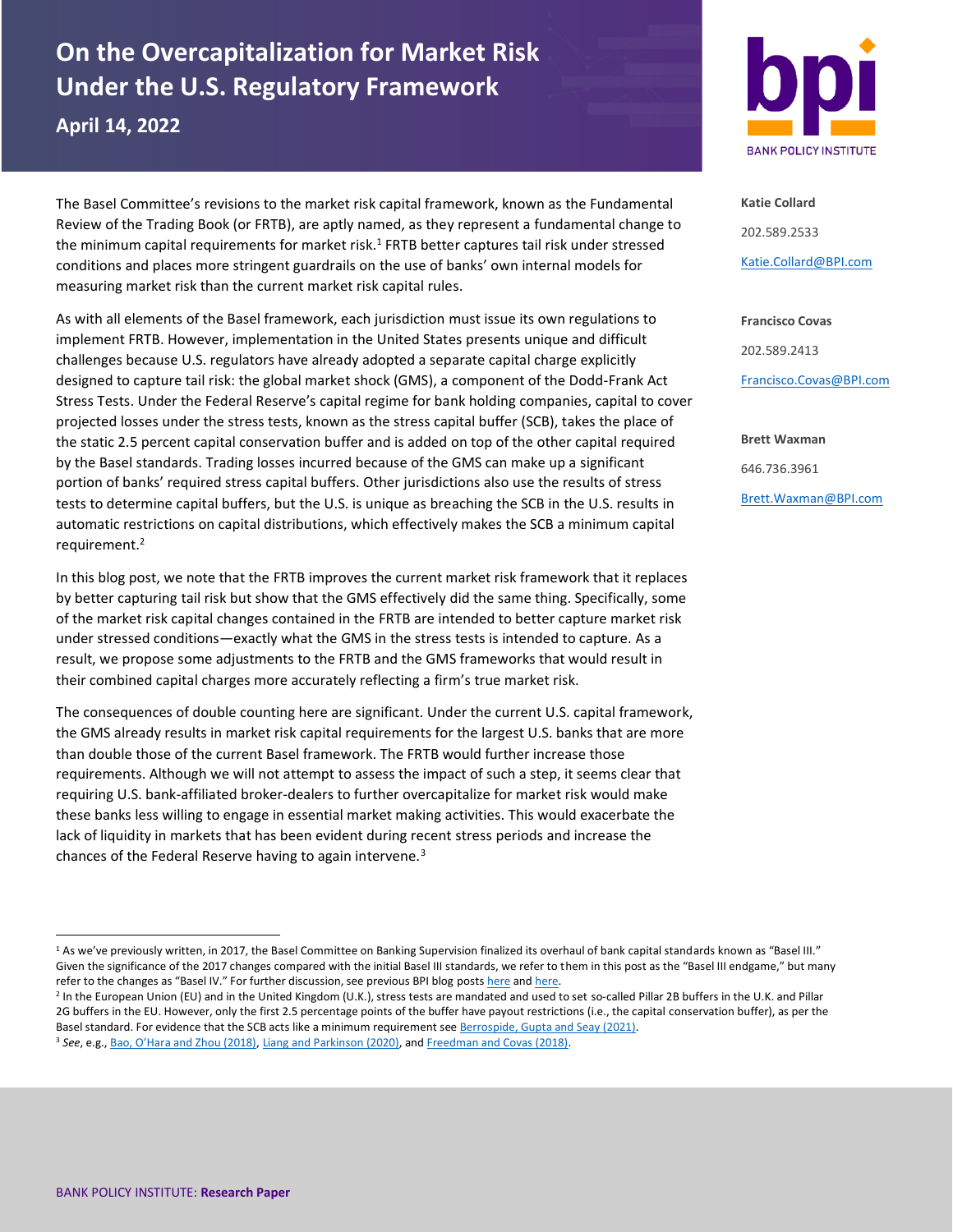# On the Overcapitalization for Market Risk Under the U.S. Regulatory Framework

**April 14, 2022**

**Katie Collard**

202.589.2533

Katie.Collard@BPI.com

**Francisco Covas**

202.589.2413

Francisco.Covas@BPI.com

**Brett Waxman**

646.736.3961

Brett.Waxman@BPI.com

The Basel Committee's revisions to the market risk capital framework, known as the Fundamental Review of the Trading Book (or FRTB), are aptly named, as they represent a fundamental change to the minimum capital requirements for market risk.[1] FRTB better captures tail risk under stressed conditions and places more stringent guardrails on the use of banks' own internal models for measuring market risk than the current market risk capital rules.

As with all elements of the Basel framework, each jurisdiction must issue its own regulations to implement FRTB. However, implementation in the United States presents unique and difficult challenges because U.S. regulators have already adopted a separate capital charge explicitly designed to capture tail risk: the global market shock (GMS), a component of the Dodd-Frank Act Stress Tests. Under the Federal Reserve's capital regime for bank holding companies, capital to cover projected losses under the stress tests, known as the stress capital buffer (SCB), takes the place of the static 2.5 percent capital conservation buffer and is added on top of the other capital required by the Basel standards. Trading losses incurred because of the GMS can make up a significant portion of banks' required stress capital buffers. Other jurisdictions also use the results of stress tests to determine capital buffers, but the U.S. is unique as breaching the SCB in the U.S. results in automatic restrictions on capital distributions, which effectively makes the SCB a minimum capital requirement.[2]

In this blog post, we note that the FRTB improves the current market risk framework that it replaces by better capturing tail risk but show that the GMS effectively did the same thing. Specifically, some of the market risk capital changes contained in the FRTB are intended to better capture market risk under stressed conditions—exactly what the GMS in the stress tests is intended to capture. As a result, we propose some adjustments to the FRTB and the GMS frameworks that would result in their combined capital charges more accurately reflecting a firm's true market risk.

The consequences of double counting here are significant. Under the current U.S. capital framework, the GMS already results in market risk capital requirements for the largest U.S. banks that are more than double those of the current Basel framework. The FRTB would further increase those requirements. Although we will not attempt to assess the impact of such a step, it seems clear that requiring U.S. bank-affiliated broker-dealers to further overcapitalize for market risk would make these banks less willing to engage in essential market making activities. This would exacerbate the lack of liquidity in markets that has been evident during recent stress periods and increase the chances of the Federal Reserve having to again intervene.[3]

---

[1] As we've previously written, in 2017, the Basel Committee on Banking Supervision finalized its overhaul of bank capital standards known as "Basel III." Given the significance of the 2017 changes compared with the initial Basel III standards, we refer to them in this post as the "Basel III endgame," but many refer to the changes as "Basel IV." For further discussion, see previous BPI blog posts here and here.

[2] In the European Union (EU) and in the United Kingdom (U.K.), stress tests are mandated and used to set so-called Pillar 2B buffers in the U.K. and Pillar 2G buffers in the EU. However, only the first 2.5 percentage points of the buffer have payout restrictions (i.e., the capital conservation buffer), as per the Basel standard. For evidence that the SCB acts like a minimum requirement see Berrospide, Gupta and Seay (2021).

[3] *See*, e.g., Bao, O'Hara and Zhou (2018), Liang and Parkinson (2020), and Freedman and Covas (2018).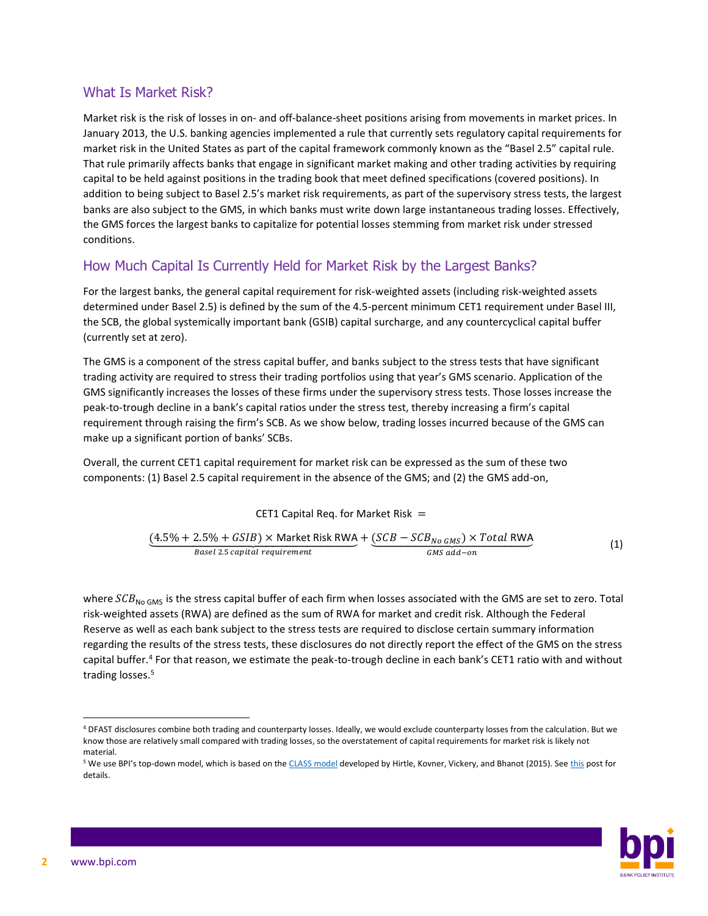## What Is Market Risk?

Market risk is the risk of losses in on- and off-balance-sheet positions arising from movements in market prices. In January 2013, the U.S. banking agencies implemented a rule that currently sets regulatory capital requirements for market risk in the United States as part of the capital framework commonly known as the “Basel 2.5” capital rule. That rule primarily affects banks that engage in significant market making and other trading activities by requiring capital to be held against positions in the trading book that meet defined specifications (covered positions). In addition to being subject to Basel 2.5’s market risk requirements, as part of the supervisory stress tests, the largest banks are also subject to the GMS, in which banks must write down large instantaneous trading losses. Effectively, the GMS forces the largest banks to capitalize for potential losses stemming from market risk under stressed conditions.

## How Much Capital Is Currently Held for Market Risk by the Largest Banks?

For the largest banks, the general capital requirement for risk-weighted assets (including risk-weighted assets determined under Basel 2.5) is defined by the sum of the 4.5-percent minimum CET1 requirement under Basel III, the SCB, the global systemically important bank (GSIB) capital surcharge, and any countercyclical capital buffer (currently set at zero).

The GMS is a component of the stress capital buffer, and banks subject to the stress tests that have significant trading activity are required to stress their trading portfolios using that year’s GMS scenario. Application of the GMS significantly increases the losses of these firms under the supervisory stress tests. Those losses increase the peak-to-trough decline in a bank’s capital ratios under the stress test, thereby increasing a firm’s capital requirement through raising the firm’s SCB. As we show below, trading losses incurred because of the GMS can make up a significant portion of banks’ SCBs.

Overall, the current CET1 capital requirement for market risk can be expressed as the sum of these two components: (1) Basel 2.5 capital requirement in the absence of the GMS; and (2) the GMS add-on,

$$\text{CET1 Capital Req. for Market Risk} = \underbrace{(4.5\% + 2.5\% + GSIB) \times \text{Market Risk RWA}}_{Basel\ 2.5\ capital\ requirement} + \underbrace{(SCB - SCB_{No\ GMS}) \times Total\ \text{RWA}}_{GMS\ add-on} \tag{1}$$

where $SCB_{\text{No GMS}}$ is the stress capital buffer of each firm when losses associated with the GMS are set to zero. Total risk-weighted assets (RWA) are defined as the sum of RWA for market and credit risk. Although the Federal Reserve as well as each bank subject to the stress tests are required to disclose certain summary information regarding the results of the stress tests, these disclosures do not directly report the effect of the GMS on the stress capital buffer.[4] For that reason, we estimate the peak-to-trough decline in each bank’s CET1 ratio with and without trading losses.[5]

---

[4] DFAST disclosures combine both trading and counterparty losses. Ideally, we would exclude counterparty losses from the calculation. But we know those are relatively small compared with trading losses, so the overstatement of capital requirements for market risk is likely not material.

[5] We use BPI’s top-down model, which is based on the CLASS model developed by Hirtle, Kovner, Vickery, and Bhanot (2015). See this post for details.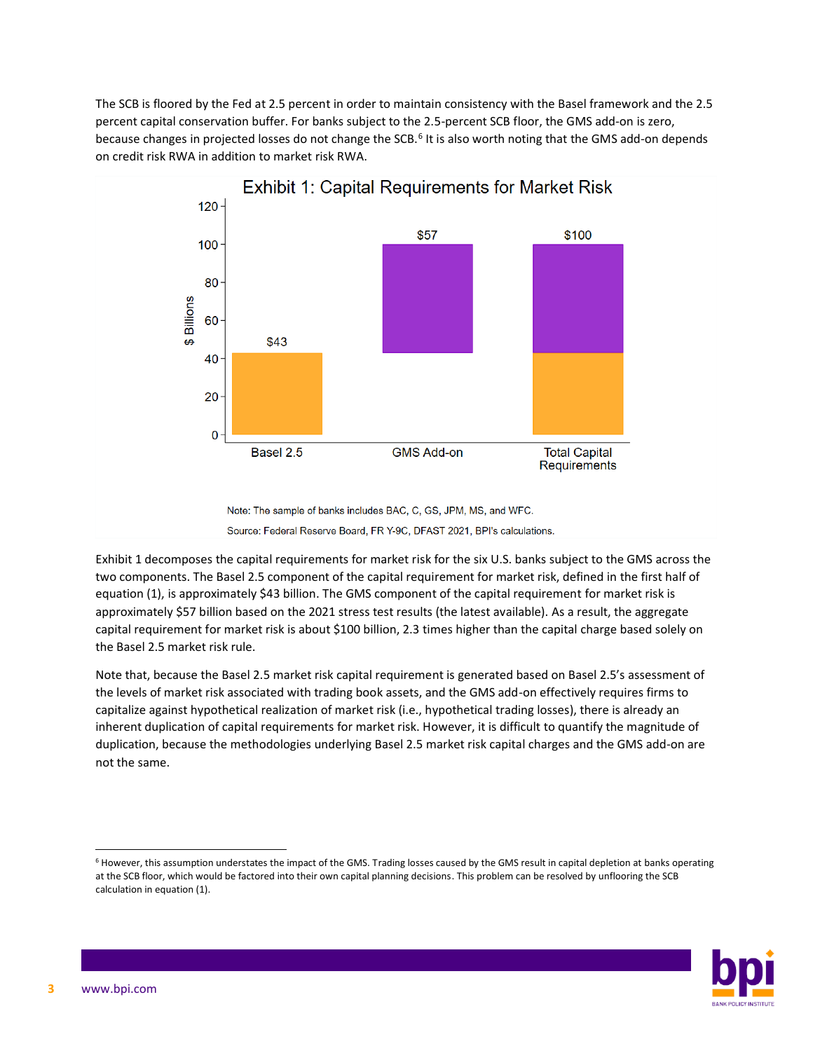The SCB is floored by the Fed at 2.5 percent in order to maintain consistency with the Basel framework and the 2.5 percent capital conservation buffer. For banks subject to the 2.5-percent SCB floor, the GMS add-on is zero, because changes in projected losses do not change the SCB.[6] It is also worth noting that the GMS add-on depends on credit risk RWA in addition to market risk RWA.

**Exhibit 1: Capital Requirements for Market Risk**

| | Basel 2.5 | GMS Add-on | Total Capital Requirements |
|---|---|---|---|
| $ Billions | $43 | $57 | $100 |

Note: The sample of banks includes BAC, C, GS, JPM, MS, and WFC.

Source: Federal Reserve Board, FR Y-9C, DFAST 2021, BPI's calculations.

Exhibit 1 decomposes the capital requirements for market risk for the six U.S. banks subject to the GMS across the two components. The Basel 2.5 component of the capital requirement for market risk, defined in the first half of equation (1), is approximately $43 billion. The GMS component of the capital requirement for market risk is approximately $57 billion based on the 2021 stress test results (the latest available). As a result, the aggregate capital requirement for market risk is about $100 billion, 2.3 times higher than the capital charge based solely on the Basel 2.5 market risk rule.

Note that, because the Basel 2.5 market risk capital requirement is generated based on Basel 2.5's assessment of the levels of market risk associated with trading book assets, and the GMS add-on effectively requires firms to capitalize against hypothetical realization of market risk (i.e., hypothetical trading losses), there is already an inherent duplication of capital requirements for market risk. However, it is difficult to quantify the magnitude of duplication, because the methodologies underlying Basel 2.5 market risk capital charges and the GMS add-on are not the same.

---

[6] However, this assumption understates the impact of the GMS. Trading losses caused by the GMS result in capital depletion at banks operating at the SCB floor, which would be factored into their own capital planning decisions. This problem can be resolved by unflooring the SCB calculation in equation (1).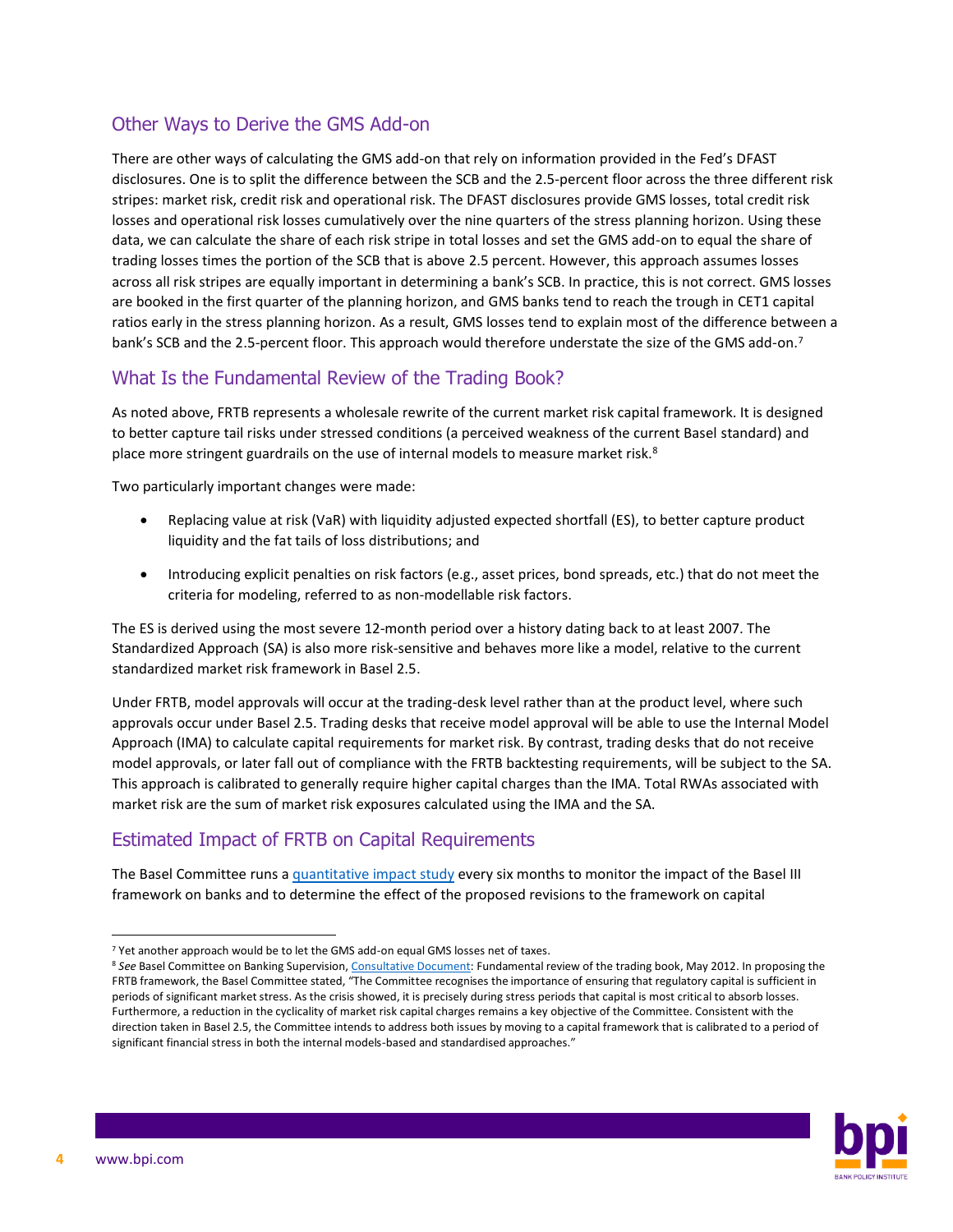## Other Ways to Derive the GMS Add-on

There are other ways of calculating the GMS add-on that rely on information provided in the Fed's DFAST disclosures. One is to split the difference between the SCB and the 2.5-percent floor across the three different risk stripes: market risk, credit risk and operational risk. The DFAST disclosures provide GMS losses, total credit risk losses and operational risk losses cumulatively over the nine quarters of the stress planning horizon. Using these data, we can calculate the share of each risk stripe in total losses and set the GMS add-on to equal the share of trading losses times the portion of the SCB that is above 2.5 percent. However, this approach assumes losses across all risk stripes are equally important in determining a bank's SCB. In practice, this is not correct. GMS losses are booked in the first quarter of the planning horizon, and GMS banks tend to reach the trough in CET1 capital ratios early in the stress planning horizon. As a result, GMS losses tend to explain most of the difference between a bank's SCB and the 2.5-percent floor. This approach would therefore understate the size of the GMS add-on.[7]

## What Is the Fundamental Review of the Trading Book?

As noted above, FRTB represents a wholesale rewrite of the current market risk capital framework. It is designed to better capture tail risks under stressed conditions (a perceived weakness of the current Basel standard) and place more stringent guardrails on the use of internal models to measure market risk.[8]

Two particularly important changes were made:

- Replacing value at risk (VaR) with liquidity adjusted expected shortfall (ES), to better capture product liquidity and the fat tails of loss distributions; and
- Introducing explicit penalties on risk factors (e.g., asset prices, bond spreads, etc.) that do not meet the criteria for modeling, referred to as non-modellable risk factors.

The ES is derived using the most severe 12-month period over a history dating back to at least 2007. The Standardized Approach (SA) is also more risk-sensitive and behaves more like a model, relative to the current standardized market risk framework in Basel 2.5.

Under FRTB, model approvals will occur at the trading-desk level rather than at the product level, where such approvals occur under Basel 2.5. Trading desks that receive model approval will be able to use the Internal Model Approach (IMA) to calculate capital requirements for market risk. By contrast, trading desks that do not receive model approvals, or later fall out of compliance with the FRTB backtesting requirements, will be subject to the SA. This approach is calibrated to generally require higher capital charges than the IMA. Total RWAs associated with market risk are the sum of market risk exposures calculated using the IMA and the SA.

## Estimated Impact of FRTB on Capital Requirements

The Basel Committee runs a quantitative impact study every six months to monitor the impact of the Basel III framework on banks and to determine the effect of the proposed revisions to the framework on capital

---

[7] Yet another approach would be to let the GMS add-on equal GMS losses net of taxes.

[8] *See* Basel Committee on Banking Supervision, Consultative Document: Fundamental review of the trading book, May 2012. In proposing the FRTB framework, the Basel Committee stated, "The Committee recognises the importance of ensuring that regulatory capital is sufficient in periods of significant market stress. As the crisis showed, it is precisely during stress periods that capital is most critical to absorb losses. Furthermore, a reduction in the cyclicality of market risk capital charges remains a key objective of the Committee. Consistent with the direction taken in Basel 2.5, the Committee intends to address both issues by moving to a capital framework that is calibrated to a period of significant financial stress in both the internal models-based and standardised approaches."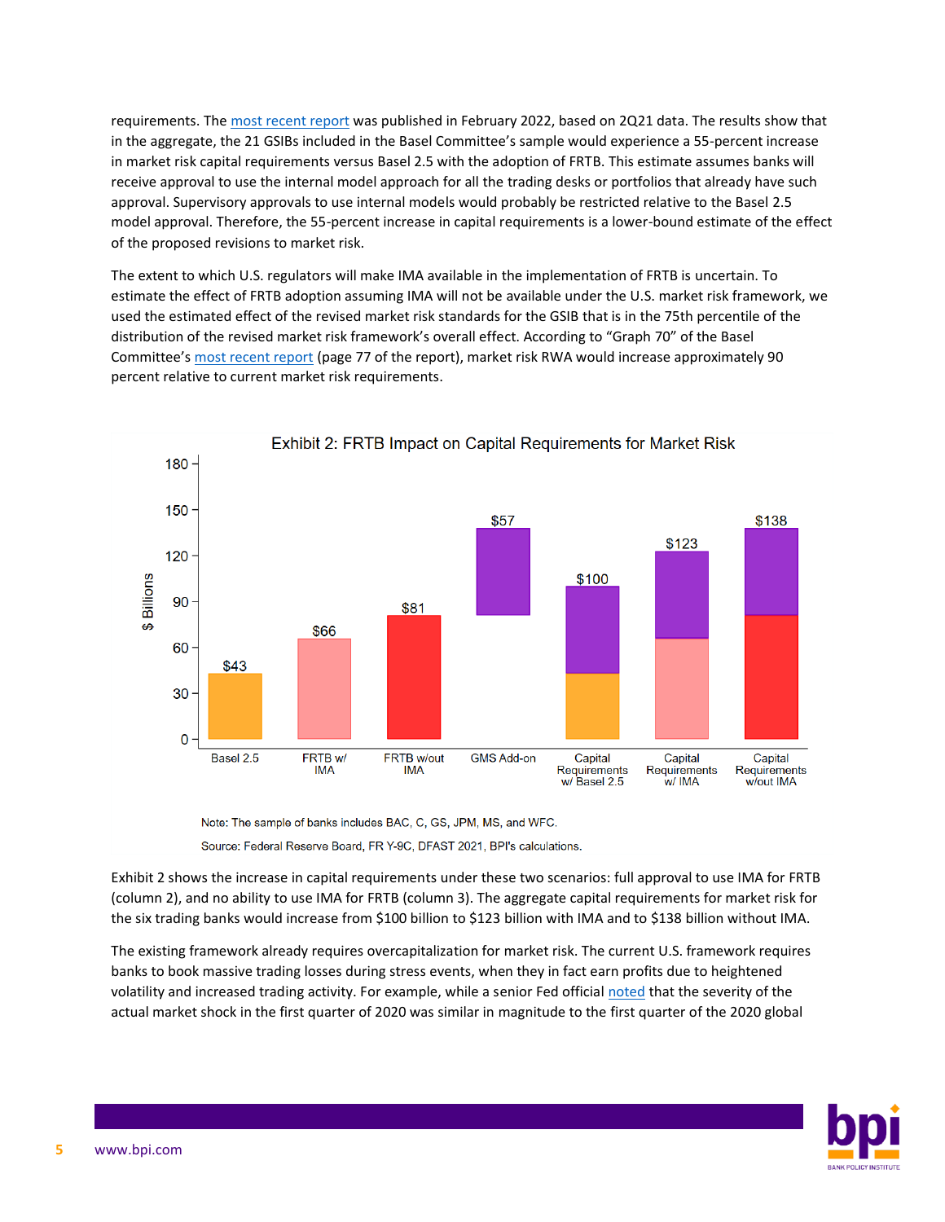requirements. The most recent report was published in February 2022, based on 2Q21 data. The results show that in the aggregate, the 21 GSIBs included in the Basel Committee's sample would experience a 55-percent increase in market risk capital requirements versus Basel 2.5 with the adoption of FRTB. This estimate assumes banks will receive approval to use the internal model approach for all the trading desks or portfolios that already have such approval. Supervisory approvals to use internal models would probably be restricted relative to the Basel 2.5 model approval. Therefore, the 55-percent increase in capital requirements is a lower-bound estimate of the effect of the proposed revisions to market risk.

The extent to which U.S. regulators will make IMA available in the implementation of FRTB is uncertain. To estimate the effect of FRTB adoption assuming IMA will not be available under the U.S. market risk framework, we used the estimated effect of the revised market risk standards for the GSIB that is in the 75th percentile of the distribution of the revised market risk framework's overall effect. According to "Graph 70" of the Basel Committee's most recent report (page 77 of the report), market risk RWA would increase approximately 90 percent relative to current market risk requirements.

**Exhibit 2: FRTB Impact on Capital Requirements for Market Risk**

| ($ Billions) | Basel 2.5 | FRTB w/ IMA | FRTB w/out IMA | GMS Add-on | Capital Requirements w/ Basel 2.5 | Capital Requirements w/ IMA | Capital Requirements w/out IMA |
|---|---|---|---|---|---|---|---|
| Value | $43 | $66 | $81 | $57 | $100 | $123 | $138 |

Note: The sample of banks includes BAC, C, GS, JPM, MS, and WFC.

Source: Federal Reserve Board, FR Y-9C, DFAST 2021, BPI's calculations.

Exhibit 2 shows the increase in capital requirements under these two scenarios: full approval to use IMA for FRTB (column 2), and no ability to use IMA for FRTB (column 3). The aggregate capital requirements for market risk for the six trading banks would increase from $100 billion to $123 billion with IMA and to $138 billion without IMA.

The existing framework already requires overcapitalization for market risk. The current U.S. framework requires banks to book massive trading losses during stress events, when they in fact earn profits due to heightened volatility and increased trading activity. For example, while a senior Fed official noted that the severity of the actual market shock in the first quarter of 2020 was similar in magnitude to the first quarter of the 2020 global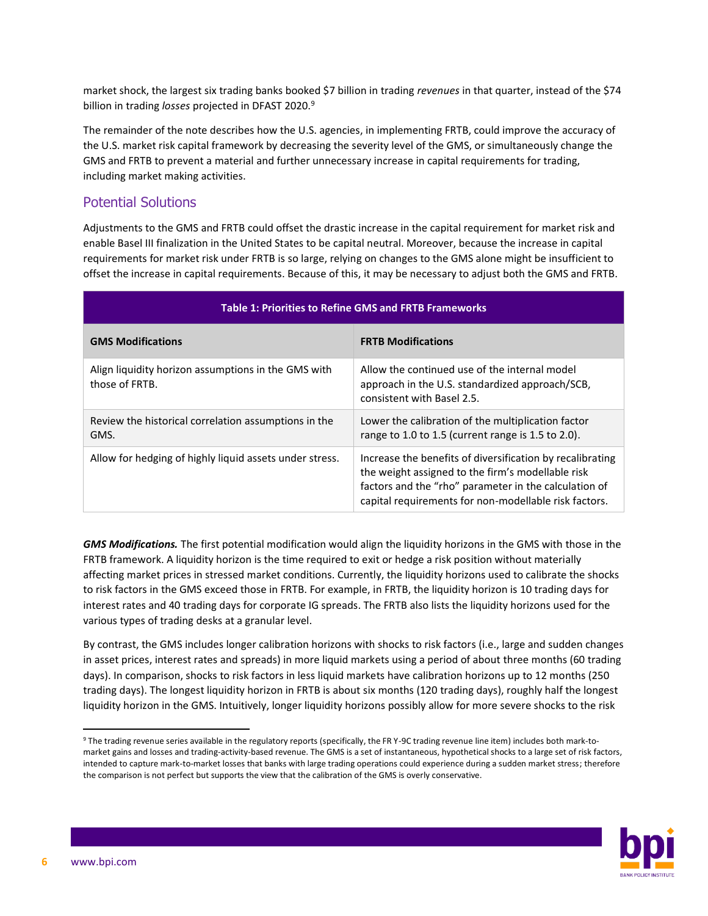market shock, the largest six trading banks booked $7 billion in trading *revenues* in that quarter, instead of the $74 billion in trading *losses* projected in DFAST 2020.[9]

The remainder of the note describes how the U.S. agencies, in implementing FRTB, could improve the accuracy of the U.S. market risk capital framework by decreasing the severity level of the GMS, or simultaneously change the GMS and FRTB to prevent a material and further unnecessary increase in capital requirements for trading, including market making activities.

## Potential Solutions

Adjustments to the GMS and FRTB could offset the drastic increase in the capital requirement for market risk and enable Basel III finalization in the United States to be capital neutral. Moreover, because the increase in capital requirements for market risk under FRTB is so large, relying on changes to the GMS alone might be insufficient to offset the increase in capital requirements. Because of this, it may be necessary to adjust both the GMS and FRTB.

**Table 1: Priorities to Refine GMS and FRTB Frameworks**

| GMS Modifications | FRTB Modifications |
|---|---|
| Align liquidity horizon assumptions in the GMS with those of FRTB. | Allow the continued use of the internal model approach in the U.S. standardized approach/SCB, consistent with Basel 2.5. |
| Review the historical correlation assumptions in the GMS. | Lower the calibration of the multiplication factor range to 1.0 to 1.5 (current range is 1.5 to 2.0). |
| Allow for hedging of highly liquid assets under stress. | Increase the benefits of diversification by recalibrating the weight assigned to the firm's modellable risk factors and the "rho" parameter in the calculation of capital requirements for non-modellable risk factors. |

***GMS Modifications.*** The first potential modification would align the liquidity horizons in the GMS with those in the FRTB framework. A liquidity horizon is the time required to exit or hedge a risk position without materially affecting market prices in stressed market conditions. Currently, the liquidity horizons used to calibrate the shocks to risk factors in the GMS exceed those in FRTB. For example, in FRTB, the liquidity horizon is 10 trading days for interest rates and 40 trading days for corporate IG spreads. The FRTB also lists the liquidity horizons used for the various types of trading desks at a granular level.

By contrast, the GMS includes longer calibration horizons with shocks to risk factors (i.e., large and sudden changes in asset prices, interest rates and spreads) in more liquid markets using a period of about three months (60 trading days). In comparison, shocks to risk factors in less liquid markets have calibration horizons up to 12 months (250 trading days). The longest liquidity horizon in FRTB is about six months (120 trading days), roughly half the longest liquidity horizon in the GMS. Intuitively, longer liquidity horizons possibly allow for more severe shocks to the risk

[9] The trading revenue series available in the regulatory reports (specifically, the FR Y-9C trading revenue line item) includes both mark-to-market gains and losses and trading-activity-based revenue. The GMS is a set of instantaneous, hypothetical shocks to a large set of risk factors, intended to capture mark-to-market losses that banks with large trading operations could experience during a sudden market stress; therefore the comparison is not perfect but supports the view that the calibration of the GMS is overly conservative.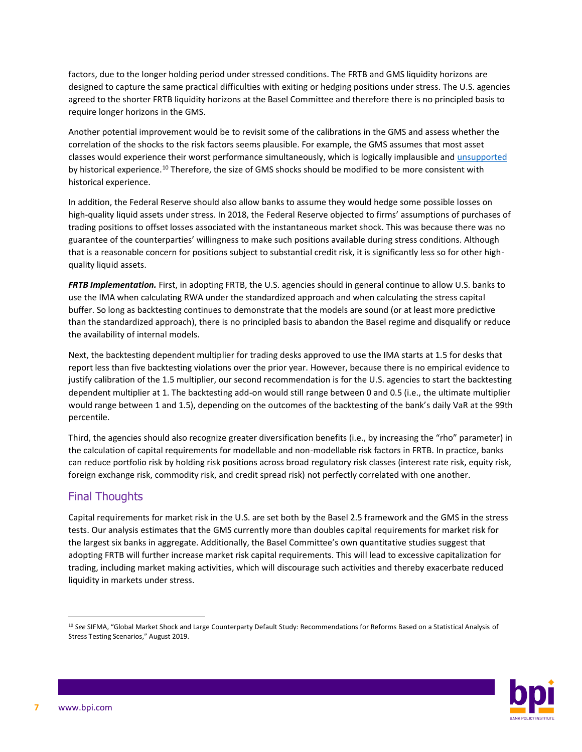factors, due to the longer holding period under stressed conditions. The FRTB and GMS liquidity horizons are designed to capture the same practical difficulties with exiting or hedging positions under stress. The U.S. agencies agreed to the shorter FRTB liquidity horizons at the Basel Committee and therefore there is no principled basis to require longer horizons in the GMS.

Another potential improvement would be to revisit some of the calibrations in the GMS and assess whether the correlation of the shocks to the risk factors seems plausible. For example, the GMS assumes that most asset classes would experience their worst performance simultaneously, which is logically implausible and unsupported by historical experience.[10] Therefore, the size of GMS shocks should be modified to be more consistent with historical experience.

In addition, the Federal Reserve should also allow banks to assume they would hedge some possible losses on high-quality liquid assets under stress. In 2018, the Federal Reserve objected to firms' assumptions of purchases of trading positions to offset losses associated with the instantaneous market shock. This was because there was no guarantee of the counterparties' willingness to make such positions available during stress conditions. Although that is a reasonable concern for positions subject to substantial credit risk, it is significantly less so for other high-quality liquid assets.

***FRTB Implementation.*** First, in adopting FRTB, the U.S. agencies should in general continue to allow U.S. banks to use the IMA when calculating RWA under the standardized approach and when calculating the stress capital buffer. So long as backtesting continues to demonstrate that the models are sound (or at least more predictive than the standardized approach), there is no principled basis to abandon the Basel regime and disqualify or reduce the availability of internal models.

Next, the backtesting dependent multiplier for trading desks approved to use the IMA starts at 1.5 for desks that report less than five backtesting violations over the prior year. However, because there is no empirical evidence to justify calibration of the 1.5 multiplier, our second recommendation is for the U.S. agencies to start the backtesting dependent multiplier at 1. The backtesting add-on would still range between 0 and 0.5 (i.e., the ultimate multiplier would range between 1 and 1.5), depending on the outcomes of the backtesting of the bank's daily VaR at the 99th percentile.

Third, the agencies should also recognize greater diversification benefits (i.e., by increasing the "rho" parameter) in the calculation of capital requirements for modellable and non-modellable risk factors in FRTB. In practice, banks can reduce portfolio risk by holding risk positions across broad regulatory risk classes (interest rate risk, equity risk, foreign exchange risk, commodity risk, and credit spread risk) not perfectly correlated with one another.

## Final Thoughts

Capital requirements for market risk in the U.S. are set both by the Basel 2.5 framework and the GMS in the stress tests. Our analysis estimates that the GMS currently more than doubles capital requirements for market risk for the largest six banks in aggregate. Additionally, the Basel Committee's own quantitative studies suggest that adopting FRTB will further increase market risk capital requirements. This will lead to excessive capitalization for trading, including market making activities, which will discourage such activities and thereby exacerbate reduced liquidity in markets under stress.

---

[10] *See* SIFMA, "Global Market Shock and Large Counterparty Default Study: Recommendations for Reforms Based on a Statistical Analysis of Stress Testing Scenarios," August 2019.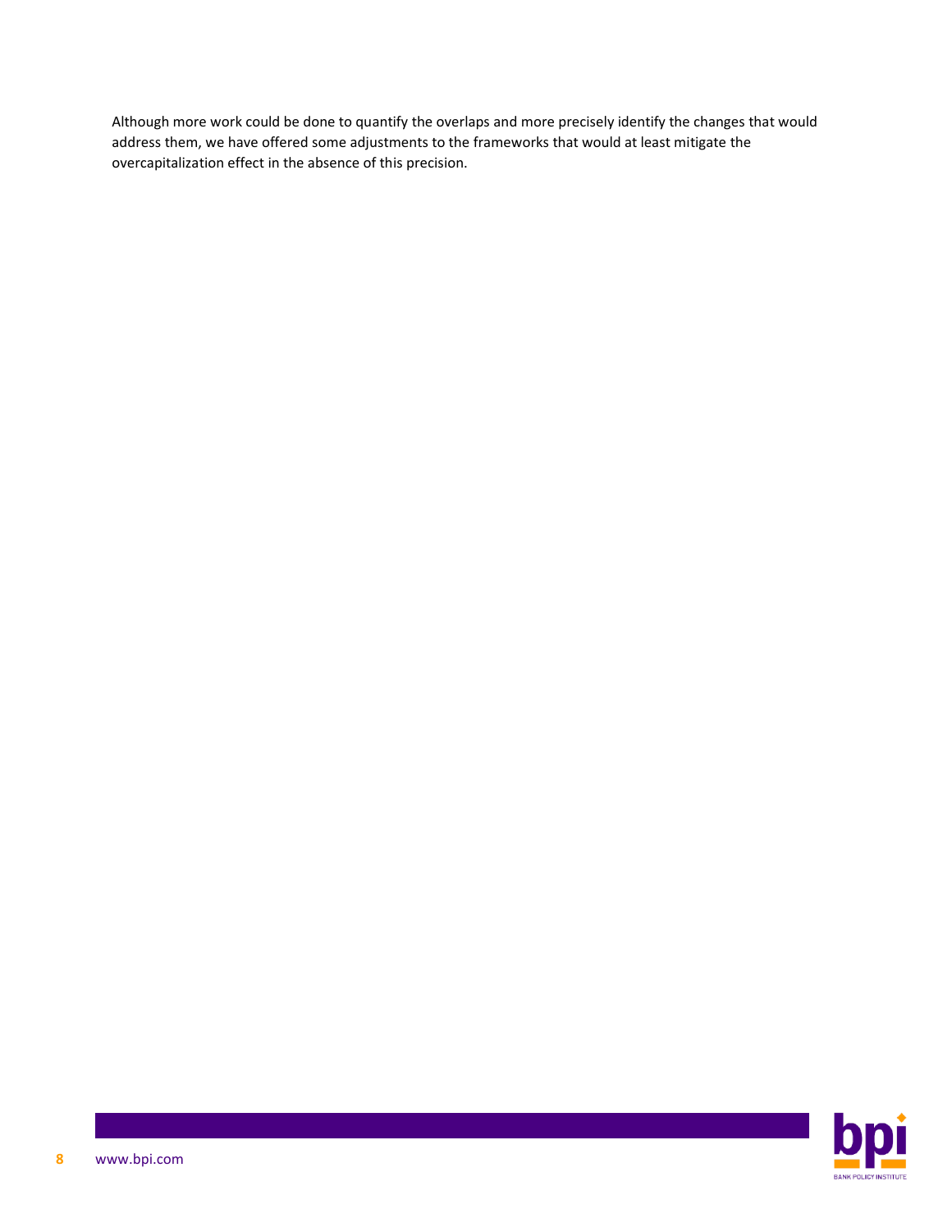Although more work could be done to quantify the overlaps and more precisely identify the changes that would address them, we have offered some adjustments to the frameworks that would at least mitigate the overcapitalization effect in the absence of this precision.